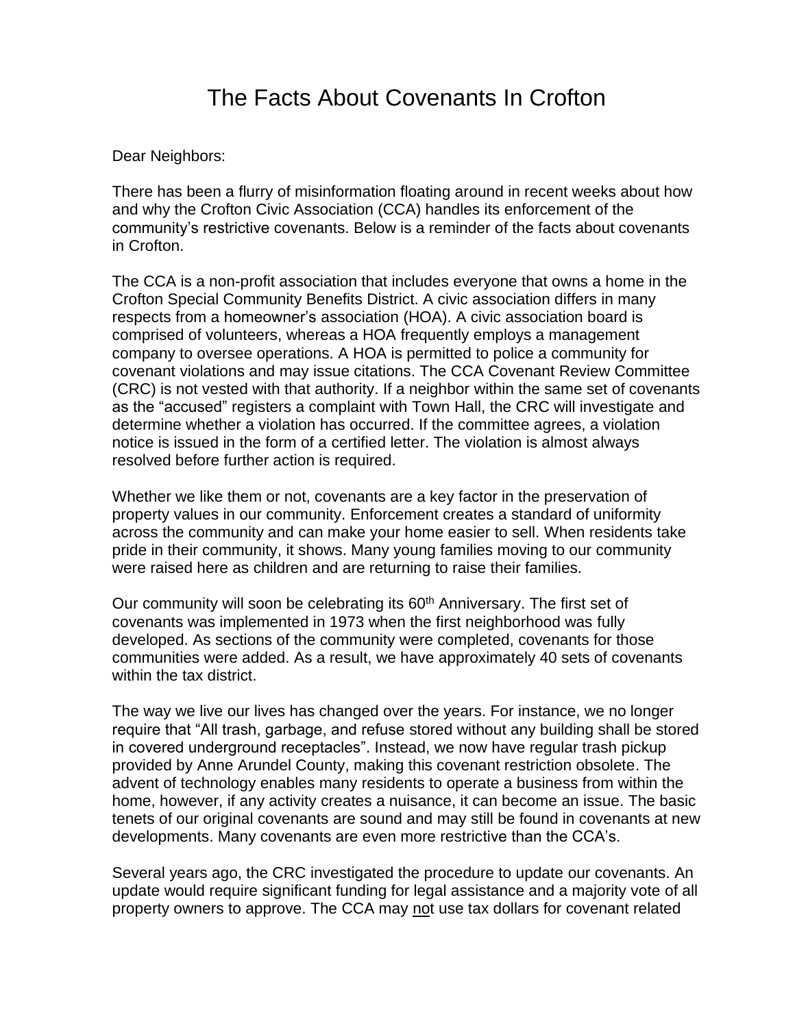# The Facts About Covenants In Crofton

Dear Neighbors:

There has been a flurry of misinformation floating around in recent weeks about how and why the Crofton Civic Association (CCA) handles its enforcement of the community's restrictive covenants. Below is a reminder of the facts about covenants in Crofton.

The CCA is a non-profit association that includes everyone that owns a home in the Crofton Special Community Benefits District. A civic association differs in many respects from a homeowner's association (HOA). A civic association board is comprised of volunteers, whereas a HOA frequently employs a management company to oversee operations. A HOA is permitted to police a community for covenant violations and may issue citations. The CCA Covenant Review Committee (CRC) is not vested with that authority. If a neighbor within the same set of covenants as the "accused" registers a complaint with Town Hall, the CRC will investigate and determine whether a violation has occurred. If the committee agrees, a violation notice is issued in the form of a certified letter. The violation is almost always resolved before further action is required.

Whether we like them or not, covenants are a key factor in the preservation of property values in our community. Enforcement creates a standard of uniformity across the community and can make your home easier to sell. When residents take pride in their community, it shows. Many young families moving to our community were raised here as children and are returning to raise their families.

Our community will soon be celebrating its 60th Anniversary. The first set of covenants was implemented in 1973 when the first neighborhood was fully developed. As sections of the community were completed, covenants for those communities were added. As a result, we have approximately 40 sets of covenants within the tax district.

The way we live our lives has changed over the years. For instance, we no longer require that "All trash, garbage, and refuse stored without any building shall be stored in covered underground receptacles". Instead, we now have regular trash pickup provided by Anne Arundel County, making this covenant restriction obsolete. The advent of technology enables many residents to operate a business from within the home, however, if any activity creates a nuisance, it can become an issue. The basic tenets of our original covenants are sound and may still be found in covenants at new developments. Many covenants are even more restrictive than the CCA's.

Several years ago, the CRC investigated the procedure to update our covenants. An update would require significant funding for legal assistance and a majority vote of all property owners to approve. The CCA may <u>no</u>t use tax dollars for covenant related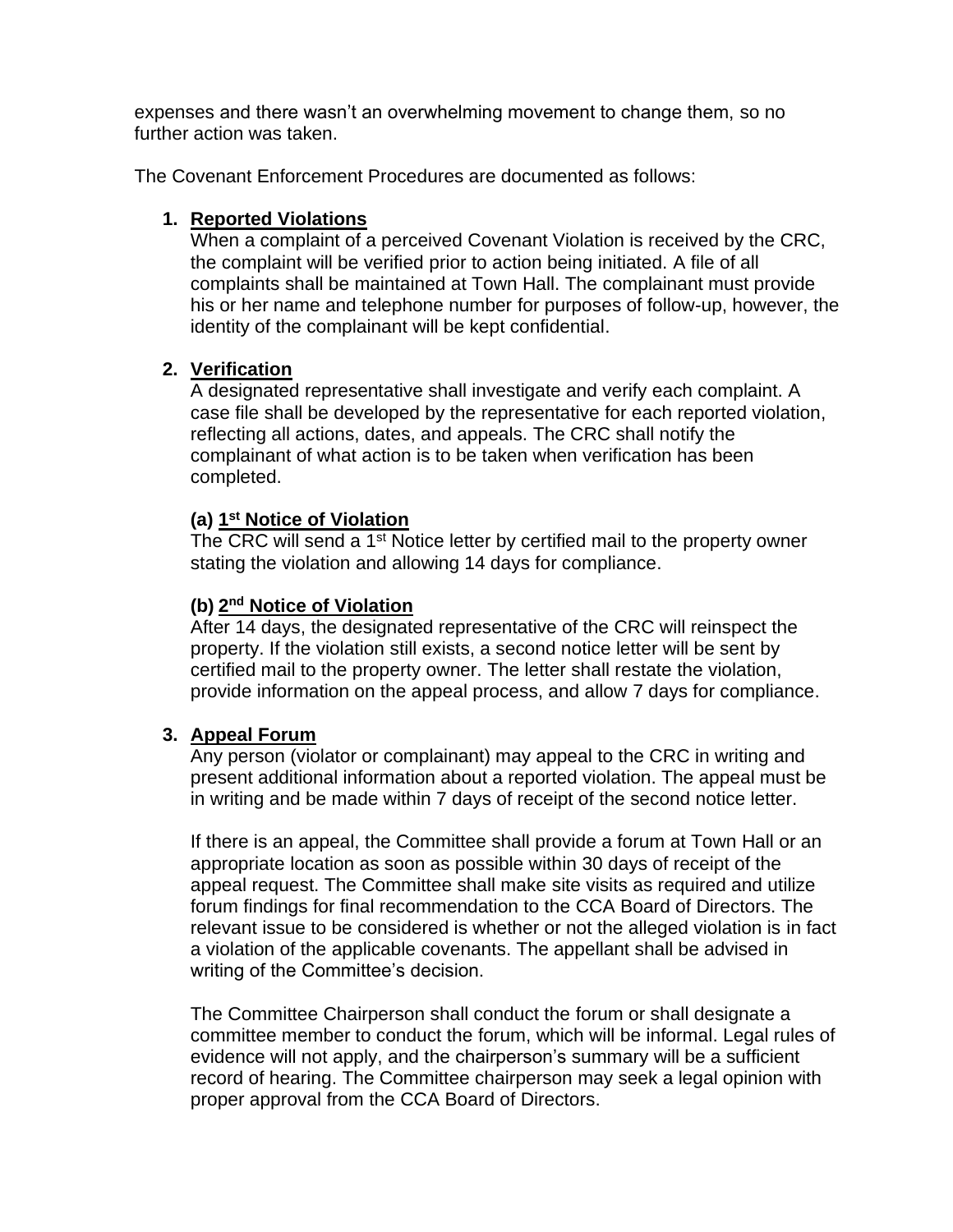expenses and there wasn't an overwhelming movement to change them, so no further action was taken.

The Covenant Enforcement Procedures are documented as follows:

1. **Reported Violations**

   When a complaint of a perceived Covenant Violation is received by the CRC, the complaint will be verified prior to action being initiated. A file of all complaints shall be maintained at Town Hall. The complainant must provide his or her name and telephone number for purposes of follow-up, however, the identity of the complainant will be kept confidential.

2. **Verification**

   A designated representative shall investigate and verify each complaint. A case file shall be developed by the representative for each reported violation, reflecting all actions, dates, and appeals. The CRC shall notify the complainant of what action is to be taken when verification has been completed.

   **(a) 1st Notice of Violation**

   The CRC will send a 1st Notice letter by certified mail to the property owner stating the violation and allowing 14 days for compliance.

   **(b) 2nd Notice of Violation**

   After 14 days, the designated representative of the CRC will reinspect the property. If the violation still exists, a second notice letter will be sent by certified mail to the property owner. The letter shall restate the violation, provide information on the appeal process, and allow 7 days for compliance.

3. **Appeal Forum**

   Any person (violator or complainant) may appeal to the CRC in writing and present additional information about a reported violation. The appeal must be in writing and be made within 7 days of receipt of the second notice letter.

   If there is an appeal, the Committee shall provide a forum at Town Hall or an appropriate location as soon as possible within 30 days of receipt of the appeal request. The Committee shall make site visits as required and utilize forum findings for final recommendation to the CCA Board of Directors. The relevant issue to be considered is whether or not the alleged violation is in fact a violation of the applicable covenants. The appellant shall be advised in writing of the Committee's decision.

   The Committee Chairperson shall conduct the forum or shall designate a committee member to conduct the forum, which will be informal. Legal rules of evidence will not apply, and the chairperson's summary will be a sufficient record of hearing. The Committee chairperson may seek a legal opinion with proper approval from the CCA Board of Directors.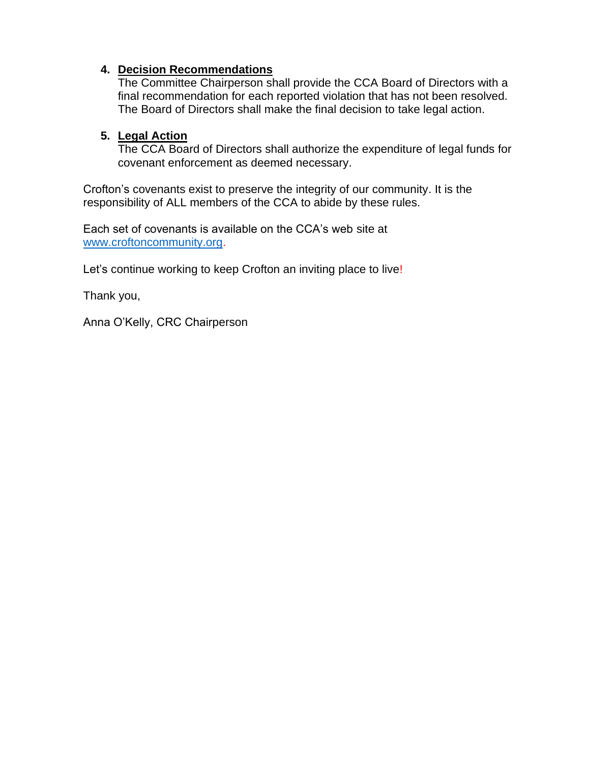4. **Decision Recommendations**
   The Committee Chairperson shall provide the CCA Board of Directors with a final recommendation for each reported violation that has not been resolved. The Board of Directors shall make the final decision to take legal action.

5. **Legal Action**
   The CCA Board of Directors shall authorize the expenditure of legal funds for covenant enforcement as deemed necessary.

Crofton's covenants exist to preserve the integrity of our community. It is the responsibility of ALL members of the CCA to abide by these rules.

Each set of covenants is available on the CCA's web site at [www.croftoncommunity.org](http://www.croftoncommunity.org).

Let's continue working to keep Crofton an inviting place to live!

Thank you,

Anna O'Kelly, CRC Chairperson